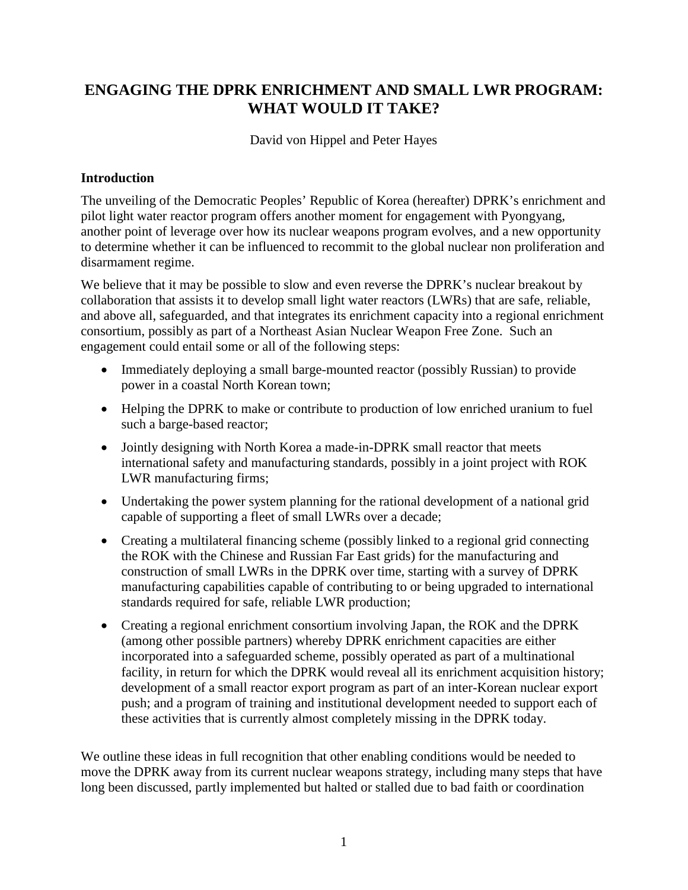# ENGAGING THE DPRK ENRICHMENT AND SMALL LWR PROGRAM: WHAT WOULD IT TAKE?

David von Hippel and Peter Hayes

## Introduction

The unveiling of the Democratic Peoples' Republic of Korea (hereafter) DPRK's enrichment and pilot light water reactor program offers another moment for engagement with Pyongyang, another point of leverage over how its nuclear weapons program evolves, and a new opportunity to determine whether it can be influenced to recommit to the global nuclear non proliferation and disarmament regime.

We believe that it may be possible to slow and even reverse the DPRK's nuclear breakout by collaboration that assists it to develop small light water reactors (LWRs) that are safe, reliable, and above all, safeguarded, and that integrates its enrichment capacity into a regional enrichment consortium, possibly as part of a Northeast Asian Nuclear Weapon Free Zone. Such an engagement could entail some or all of the following steps:

- Immediately deploying a small barge-mounted reactor (possibly Russian) to provide power in a coastal North Korean town;
- Helping the DPRK to make or contribute to production of low enriched uranium to fuel such a barge-based reactor;
- Jointly designing with North Korea a made-in-DPRK small reactor that meets international safety and manufacturing standards, possibly in a joint project with ROK LWR manufacturing firms;
- Undertaking the power system planning for the rational development of a national grid capable of supporting a fleet of small LWRs over a decade;
- Creating a multilateral financing scheme (possibly linked to a regional grid connecting the ROK with the Chinese and Russian Far East grids) for the manufacturing and construction of small LWRs in the DPRK over time, starting with a survey of DPRK manufacturing capabilities capable of contributing to or being upgraded to international standards required for safe, reliable LWR production;
- Creating a regional enrichment consortium involving Japan, the ROK and the DPRK (among other possible partners) whereby DPRK enrichment capacities are either incorporated into a safeguarded scheme, possibly operated as part of a multinational facility, in return for which the DPRK would reveal all its enrichment acquisition history; development of a small reactor export program as part of an inter-Korean nuclear export push; and a program of training and institutional development needed to support each of these activities that is currently almost completely missing in the DPRK today.

We outline these ideas in full recognition that other enabling conditions would be needed to move the DPRK away from its current nuclear weapons strategy, including many steps that have long been discussed, partly implemented but halted or stalled due to bad faith or coordination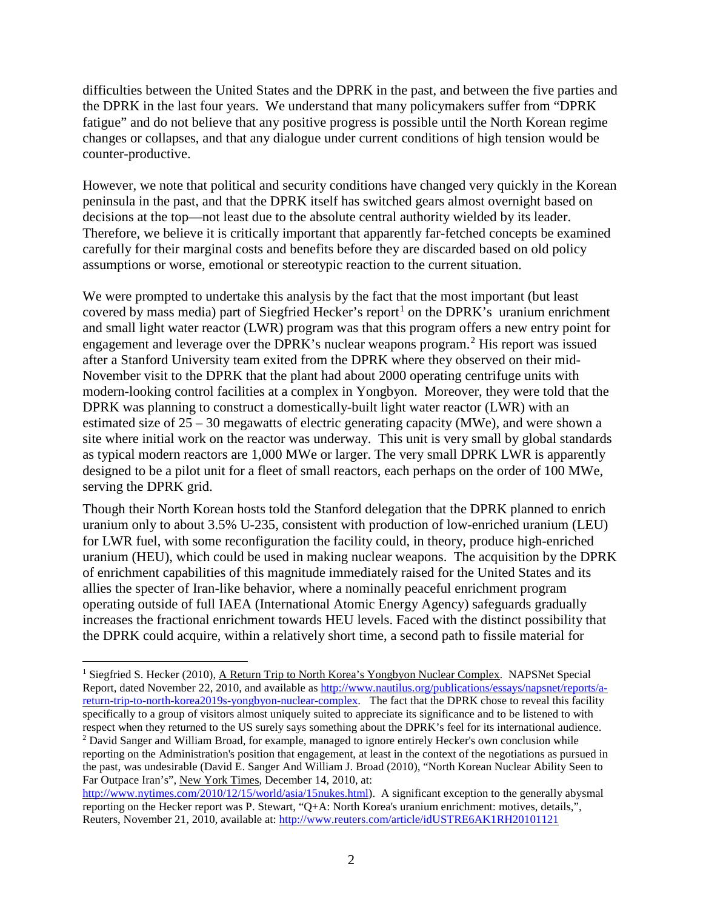difficulties between the United States and the DPRK in the past, and between the five parties and the DPRK in the last four years. We understand that many policymakers suffer from "DPRK fatigue" and do not believe that any positive progress is possible until the North Korean regime changes or collapses, and that any dialogue under current conditions of high tension would be counter-productive.

However, we note that political and security conditions have changed very quickly in the Korean peninsula in the past, and that the DPRK itself has switched gears almost overnight based on decisions at the top—not least due to the absolute central authority wielded by its leader. Therefore, we believe it is critically important that apparently far-fetched concepts be examined carefully for their marginal costs and benefits before they are discarded based on old policy assumptions or worse, emotional or stereotypic reaction to the current situation.

We were prompted to undertake this analysis by the fact that the most important (but least covered by mass media) part of Siegfried Hecker's report[1] on the DPRK's uranium enrichment and small light water reactor (LWR) program was that this program offers a new entry point for engagement and leverage over the DPRK's nuclear weapons program.[2] His report was issued after a Stanford University team exited from the DPRK where they observed on their mid-November visit to the DPRK that the plant had about 2000 operating centrifuge units with modern-looking control facilities at a complex in Yongbyon. Moreover, they were told that the DPRK was planning to construct a domestically-built light water reactor (LWR) with an estimated size of 25 – 30 megawatts of electric generating capacity (MWe), and were shown a site where initial work on the reactor was underway. This unit is very small by global standards as typical modern reactors are 1,000 MWe or larger. The very small DPRK LWR is apparently designed to be a pilot unit for a fleet of small reactors, each perhaps on the order of 100 MWe, serving the DPRK grid.

Though their North Korean hosts told the Stanford delegation that the DPRK planned to enrich uranium only to about 3.5% U-235, consistent with production of low-enriched uranium (LEU) for LWR fuel, with some reconfiguration the facility could, in theory, produce high-enriched uranium (HEU), which could be used in making nuclear weapons. The acquisition by the DPRK of enrichment capabilities of this magnitude immediately raised for the United States and its allies the specter of Iran-like behavior, where a nominally peaceful enrichment program operating outside of full IAEA (International Atomic Energy Agency) safeguards gradually increases the fractional enrichment towards HEU levels. Faced with the distinct possibility that the DPRK could acquire, within a relatively short time, a second path to fissile material for

---

[1] Siegfried S. Hecker (2010), A Return Trip to North Korea's Yongbyon Nuclear Complex. NAPSNet Special Report, dated November 22, 2010, and available as http://www.nautilus.org/publications/essays/napsnet/reports/a-return-trip-to-north-korea2019s-yongbyon-nuclear-complex. The fact that the DPRK chose to reveal this facility specifically to a group of visitors almost uniquely suited to appreciate its significance and to be listened to with respect when they returned to the US surely says something about the DPRK's feel for its international audience.

[2] David Sanger and William Broad, for example, managed to ignore entirely Hecker's own conclusion while reporting on the Administration's position that engagement, at least in the context of the negotiations as pursued in the past, was undesirable (David E. Sanger And William J. Broad (2010), "North Korean Nuclear Ability Seen to Far Outpace Iran's", New York Times, December 14, 2010, at: http://www.nytimes.com/2010/12/15/world/asia/15nukes.html). A significant exception to the generally abysmal reporting on the Hecker report was P. Stewart, "Q+A: North Korea's uranium enrichment: motives, details,", Reuters, November 21, 2010, available at: http://www.reuters.com/article/idUSTRE6AK1RH20101121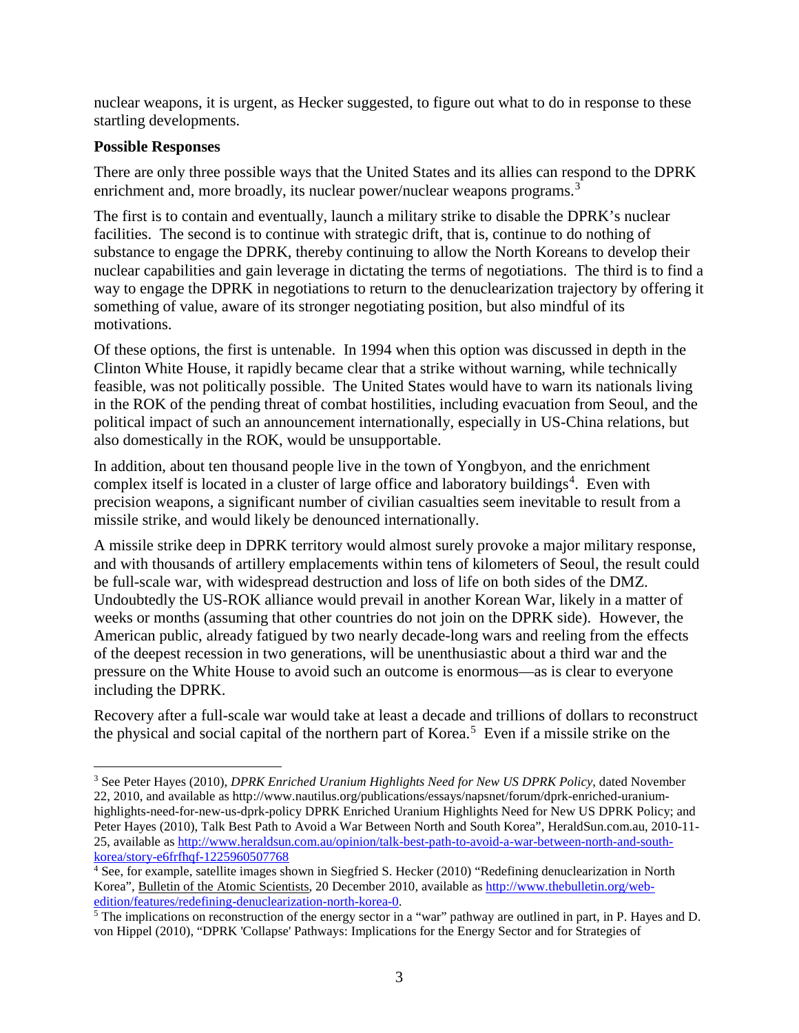nuclear weapons, it is urgent, as Hecker suggested, to figure out what to do in response to these startling developments.

**Possible Responses**

There are only three possible ways that the United States and its allies can respond to the DPRK enrichment and, more broadly, its nuclear power/nuclear weapons programs.[3]

The first is to contain and eventually, launch a military strike to disable the DPRK's nuclear facilities. The second is to continue with strategic drift, that is, continue to do nothing of substance to engage the DPRK, thereby continuing to allow the North Koreans to develop their nuclear capabilities and gain leverage in dictating the terms of negotiations. The third is to find a way to engage the DPRK in negotiations to return to the denuclearization trajectory by offering it something of value, aware of its stronger negotiating position, but also mindful of its motivations.

Of these options, the first is untenable. In 1994 when this option was discussed in depth in the Clinton White House, it rapidly became clear that a strike without warning, while technically feasible, was not politically possible. The United States would have to warn its nationals living in the ROK of the pending threat of combat hostilities, including evacuation from Seoul, and the political impact of such an announcement internationally, especially in US-China relations, but also domestically in the ROK, would be unsupportable.

In addition, about ten thousand people live in the town of Yongbyon, and the enrichment complex itself is located in a cluster of large office and laboratory buildings[4]. Even with precision weapons, a significant number of civilian casualties seem inevitable to result from a missile strike, and would likely be denounced internationally.

A missile strike deep in DPRK territory would almost surely provoke a major military response, and with thousands of artillery emplacements within tens of kilometers of Seoul, the result could be full-scale war, with widespread destruction and loss of life on both sides of the DMZ. Undoubtedly the US-ROK alliance would prevail in another Korean War, likely in a matter of weeks or months (assuming that other countries do not join on the DPRK side). However, the American public, already fatigued by two nearly decade-long wars and reeling from the effects of the deepest recession in two generations, will be unenthusiastic about a third war and the pressure on the White House to avoid such an outcome is enormous—as is clear to everyone including the DPRK.

Recovery after a full-scale war would take at least a decade and trillions of dollars to reconstruct the physical and social capital of the northern part of Korea.[5] Even if a missile strike on the

---

[3] See Peter Hayes (2010), *DPRK Enriched Uranium Highlights Need for New US DPRK Policy*, dated November 22, 2010, and available as http://www.nautilus.org/publications/essays/napsnet/forum/dprk-enriched-uranium-highlights-need-for-new-us-dprk-policy DPRK Enriched Uranium Highlights Need for New US DPRK Policy; and Peter Hayes (2010), Talk Best Path to Avoid a War Between North and South Korea", HeraldSun.com.au, 2010-11-25, available as http://www.heraldsun.com.au/opinion/talk-best-path-to-avoid-a-war-between-north-and-south-korea/story-e6frfhqf-1225960507768

[4] See, for example, satellite images shown in Siegfried S. Hecker (2010) "Redefining denuclearization in North Korea", Bulletin of the Atomic Scientists, 20 December 2010, available as http://www.thebulletin.org/web-edition/features/redefining-denuclearization-north-korea-0.

[5] The implications on reconstruction of the energy sector in a "war" pathway are outlined in part, in P. Hayes and D. von Hippel (2010), "DPRK 'Collapse' Pathways: Implications for the Energy Sector and for Strategies of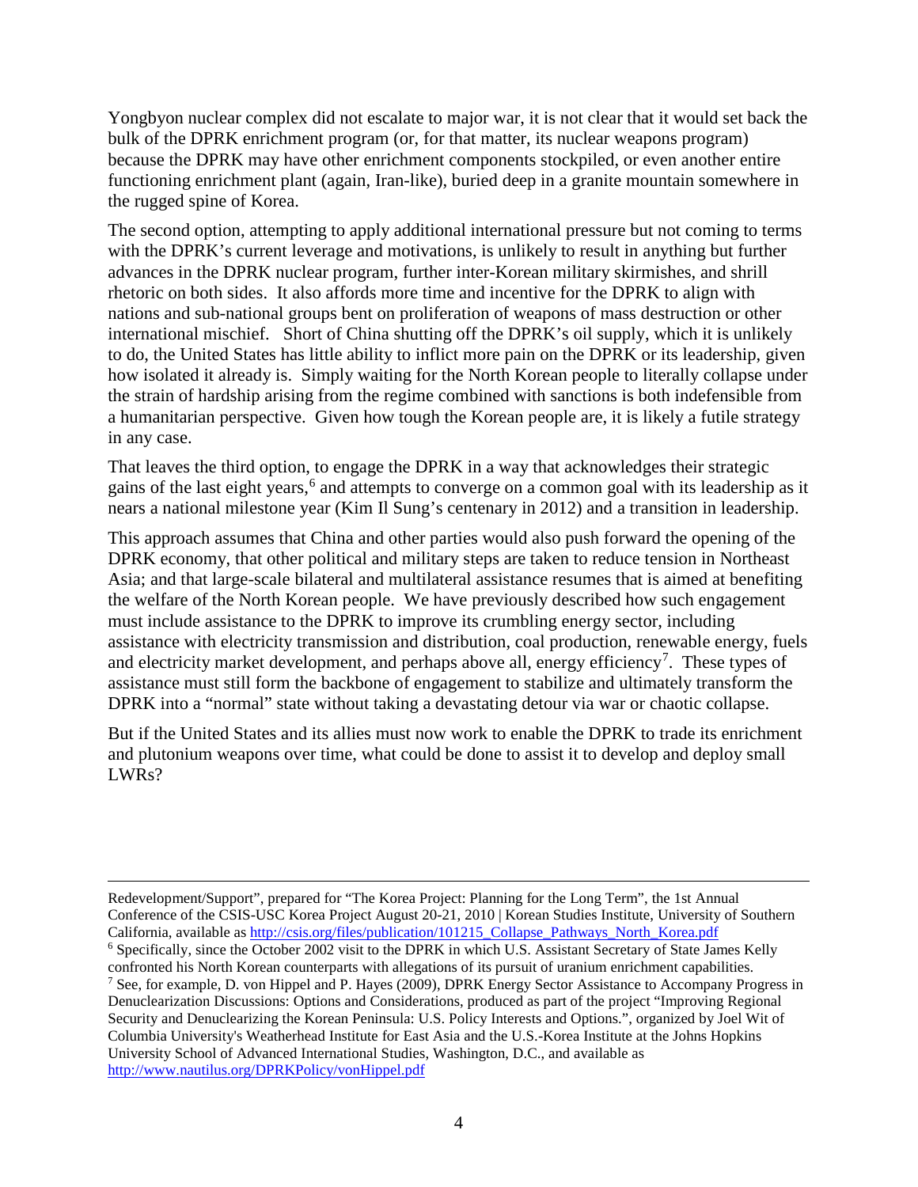Yongbyon nuclear complex did not escalate to major war, it is not clear that it would set back the bulk of the DPRK enrichment program (or, for that matter, its nuclear weapons program) because the DPRK may have other enrichment components stockpiled, or even another entire functioning enrichment plant (again, Iran-like), buried deep in a granite mountain somewhere in the rugged spine of Korea.

The second option, attempting to apply additional international pressure but not coming to terms with the DPRK's current leverage and motivations, is unlikely to result in anything but further advances in the DPRK nuclear program, further inter-Korean military skirmishes, and shrill rhetoric on both sides. It also affords more time and incentive for the DPRK to align with nations and sub-national groups bent on proliferation of weapons of mass destruction or other international mischief. Short of China shutting off the DPRK's oil supply, which it is unlikely to do, the United States has little ability to inflict more pain on the DPRK or its leadership, given how isolated it already is. Simply waiting for the North Korean people to literally collapse under the strain of hardship arising from the regime combined with sanctions is both indefensible from a humanitarian perspective. Given how tough the Korean people are, it is likely a futile strategy in any case.

That leaves the third option, to engage the DPRK in a way that acknowledges their strategic gains of the last eight years,[6] and attempts to converge on a common goal with its leadership as it nears a national milestone year (Kim Il Sung's centenary in 2012) and a transition in leadership.

This approach assumes that China and other parties would also push forward the opening of the DPRK economy, that other political and military steps are taken to reduce tension in Northeast Asia; and that large-scale bilateral and multilateral assistance resumes that is aimed at benefiting the welfare of the North Korean people. We have previously described how such engagement must include assistance to the DPRK to improve its crumbling energy sector, including assistance with electricity transmission and distribution, coal production, renewable energy, fuels and electricity market development, and perhaps above all, energy efficiency[7]. These types of assistance must still form the backbone of engagement to stabilize and ultimately transform the DPRK into a "normal" state without taking a devastating detour via war or chaotic collapse.

But if the United States and its allies must now work to enable the DPRK to trade its enrichment and plutonium weapons over time, what could be done to assist it to develop and deploy small LWRs?

---

Redevelopment/Support", prepared for "The Korea Project: Planning for the Long Term", the 1st Annual Conference of the CSIS-USC Korea Project August 20-21, 2010 | Korean Studies Institute, University of Southern California, available as http://csis.org/files/publication/101215_Collapse_Pathways_North_Korea.pdf

[6] Specifically, since the October 2002 visit to the DPRK in which U.S. Assistant Secretary of State James Kelly confronted his North Korean counterparts with allegations of its pursuit of uranium enrichment capabilities.

[7] See, for example, D. von Hippel and P. Hayes (2009), DPRK Energy Sector Assistance to Accompany Progress in Denuclearization Discussions: Options and Considerations, produced as part of the project "Improving Regional Security and Denuclearizing the Korean Peninsula: U.S. Policy Interests and Options.", organized by Joel Wit of Columbia University's Weatherhead Institute for East Asia and the U.S.-Korea Institute at the Johns Hopkins University School of Advanced International Studies, Washington, D.C., and available as http://www.nautilus.org/DPRKPolicy/vonHippel.pdf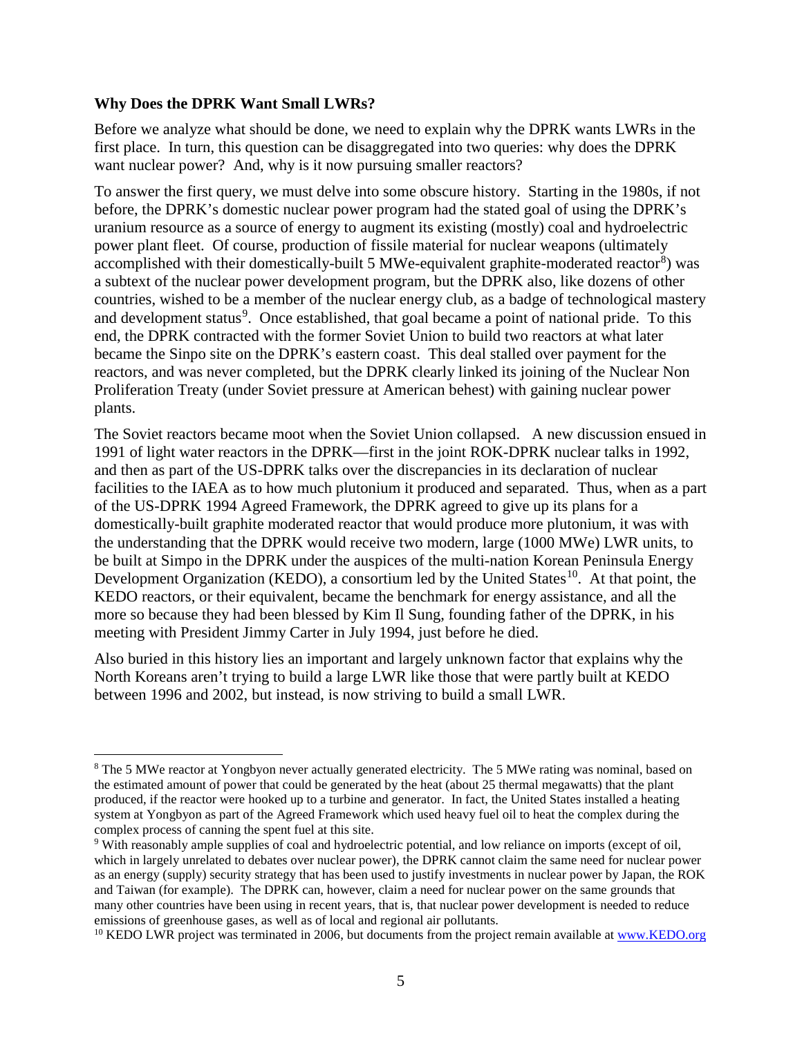**Why Does the DPRK Want Small LWRs?**

Before we analyze what should be done, we need to explain why the DPRK wants LWRs in the first place. In turn, this question can be disaggregated into two queries: why does the DPRK want nuclear power? And, why is it now pursuing smaller reactors?

To answer the first query, we must delve into some obscure history. Starting in the 1980s, if not before, the DPRK's domestic nuclear power program had the stated goal of using the DPRK's uranium resource as a source of energy to augment its existing (mostly) coal and hydroelectric power plant fleet. Of course, production of fissile material for nuclear weapons (ultimately accomplished with their domestically-built 5 MWe-equivalent graphite-moderated reactor[8]) was a subtext of the nuclear power development program, but the DPRK also, like dozens of other countries, wished to be a member of the nuclear energy club, as a badge of technological mastery and development status[9]. Once established, that goal became a point of national pride. To this end, the DPRK contracted with the former Soviet Union to build two reactors at what later became the Sinpo site on the DPRK's eastern coast. This deal stalled over payment for the reactors, and was never completed, but the DPRK clearly linked its joining of the Nuclear Non Proliferation Treaty (under Soviet pressure at American behest) with gaining nuclear power plants.

The Soviet reactors became moot when the Soviet Union collapsed. A new discussion ensued in 1991 of light water reactors in the DPRK—first in the joint ROK-DPRK nuclear talks in 1992, and then as part of the US-DPRK talks over the discrepancies in its declaration of nuclear facilities to the IAEA as to how much plutonium it produced and separated. Thus, when as a part of the US-DPRK 1994 Agreed Framework, the DPRK agreed to give up its plans for a domestically-built graphite moderated reactor that would produce more plutonium, it was with the understanding that the DPRK would receive two modern, large (1000 MWe) LWR units, to be built at Simpo in the DPRK under the auspices of the multi-nation Korean Peninsula Energy Development Organization (KEDO), a consortium led by the United States[10]. At that point, the KEDO reactors, or their equivalent, became the benchmark for energy assistance, and all the more so because they had been blessed by Kim Il Sung, founding father of the DPRK, in his meeting with President Jimmy Carter in July 1994, just before he died.

Also buried in this history lies an important and largely unknown factor that explains why the North Koreans aren't trying to build a large LWR like those that were partly built at KEDO between 1996 and 2002, but instead, is now striving to build a small LWR.

---

[8] The 5 MWe reactor at Yongbyon never actually generated electricity. The 5 MWe rating was nominal, based on the estimated amount of power that could be generated by the heat (about 25 thermal megawatts) that the plant produced, if the reactor were hooked up to a turbine and generator. In fact, the United States installed a heating system at Yongbyon as part of the Agreed Framework which used heavy fuel oil to heat the complex during the complex process of canning the spent fuel at this site.

[9] With reasonably ample supplies of coal and hydroelectric potential, and low reliance on imports (except of oil, which in largely unrelated to debates over nuclear power), the DPRK cannot claim the same need for nuclear power as an energy (supply) security strategy that has been used to justify investments in nuclear power by Japan, the ROK and Taiwan (for example). The DPRK can, however, claim a need for nuclear power on the same grounds that many other countries have been using in recent years, that is, that nuclear power development is needed to reduce emissions of greenhouse gases, as well as of local and regional air pollutants.

[10] KEDO LWR project was terminated in 2006, but documents from the project remain available at www.KEDO.org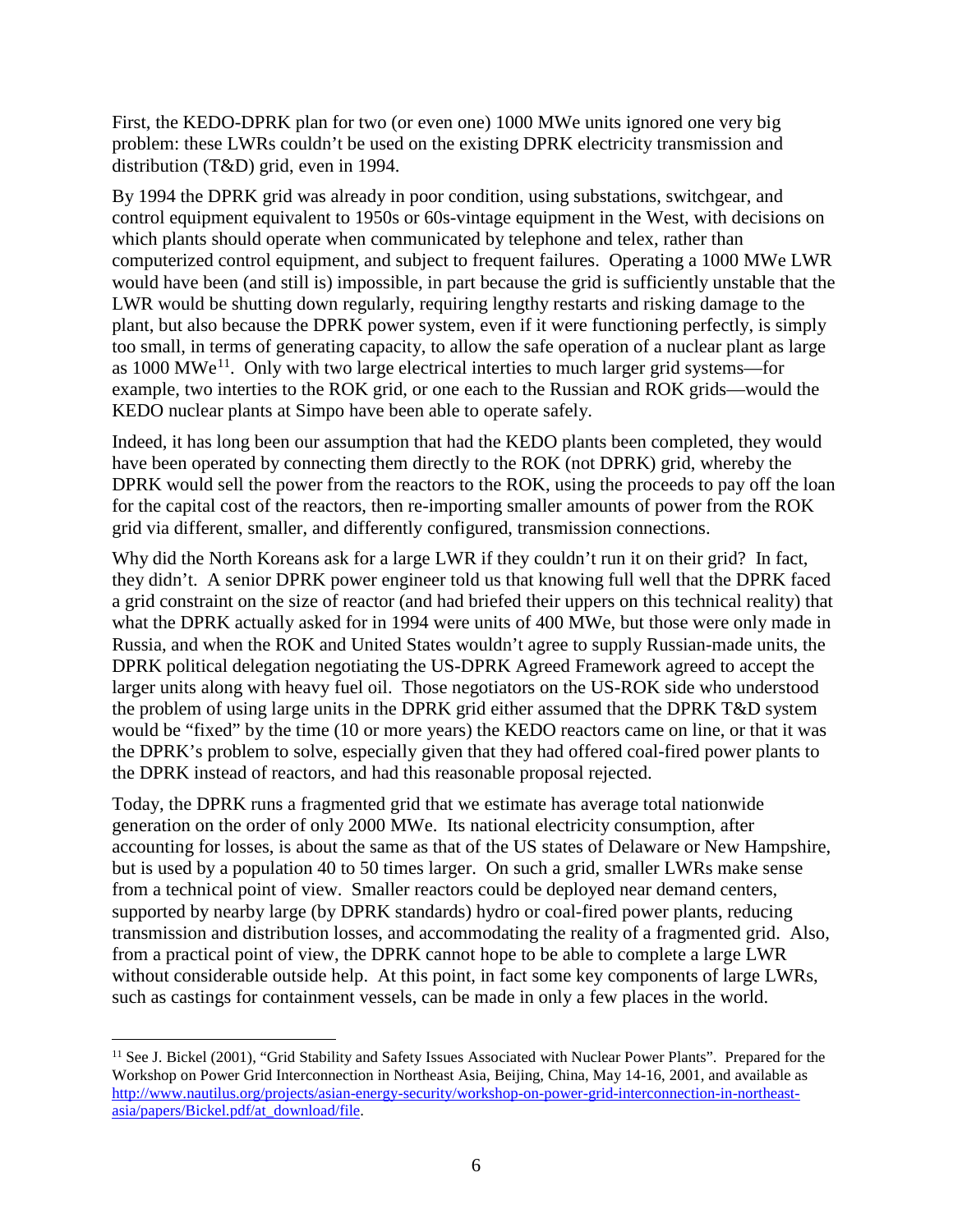First, the KEDO-DPRK plan for two (or even one) 1000 MWe units ignored one very big problem: these LWRs couldn't be used on the existing DPRK electricity transmission and distribution (T&D) grid, even in 1994.

By 1994 the DPRK grid was already in poor condition, using substations, switchgear, and control equipment equivalent to 1950s or 60s-vintage equipment in the West, with decisions on which plants should operate when communicated by telephone and telex, rather than computerized control equipment, and subject to frequent failures. Operating a 1000 MWe LWR would have been (and still is) impossible, in part because the grid is sufficiently unstable that the LWR would be shutting down regularly, requiring lengthy restarts and risking damage to the plant, but also because the DPRK power system, even if it were functioning perfectly, is simply too small, in terms of generating capacity, to allow the safe operation of a nuclear plant as large as 1000 MWe[11]. Only with two large electrical interties to much larger grid systems—for example, two interties to the ROK grid, or one each to the Russian and ROK grids—would the KEDO nuclear plants at Simpo have been able to operate safely.

Indeed, it has long been our assumption that had the KEDO plants been completed, they would have been operated by connecting them directly to the ROK (not DPRK) grid, whereby the DPRK would sell the power from the reactors to the ROK, using the proceeds to pay off the loan for the capital cost of the reactors, then re-importing smaller amounts of power from the ROK grid via different, smaller, and differently configured, transmission connections.

Why did the North Koreans ask for a large LWR if they couldn't run it on their grid? In fact, they didn't. A senior DPRK power engineer told us that knowing full well that the DPRK faced a grid constraint on the size of reactor (and had briefed their uppers on this technical reality) that what the DPRK actually asked for in 1994 were units of 400 MWe, but those were only made in Russia, and when the ROK and United States wouldn't agree to supply Russian-made units, the DPRK political delegation negotiating the US-DPRK Agreed Framework agreed to accept the larger units along with heavy fuel oil. Those negotiators on the US-ROK side who understood the problem of using large units in the DPRK grid either assumed that the DPRK T&D system would be "fixed" by the time (10 or more years) the KEDO reactors came on line, or that it was the DPRK's problem to solve, especially given that they had offered coal-fired power plants to the DPRK instead of reactors, and had this reasonable proposal rejected.

Today, the DPRK runs a fragmented grid that we estimate has average total nationwide generation on the order of only 2000 MWe. Its national electricity consumption, after accounting for losses, is about the same as that of the US states of Delaware or New Hampshire, but is used by a population 40 to 50 times larger. On such a grid, smaller LWRs make sense from a technical point of view. Smaller reactors could be deployed near demand centers, supported by nearby large (by DPRK standards) hydro or coal-fired power plants, reducing transmission and distribution losses, and accommodating the reality of a fragmented grid. Also, from a practical point of view, the DPRK cannot hope to be able to complete a large LWR without considerable outside help. At this point, in fact some key components of large LWRs, such as castings for containment vessels, can be made in only a few places in the world.

---

[11] See J. Bickel (2001), "Grid Stability and Safety Issues Associated with Nuclear Power Plants". Prepared for the Workshop on Power Grid Interconnection in Northeast Asia, Beijing, China, May 14-16, 2001, and available as http://www.nautilus.org/projects/asian-energy-security/workshop-on-power-grid-interconnection-in-northeast-asia/papers/Bickel.pdf/at_download/file.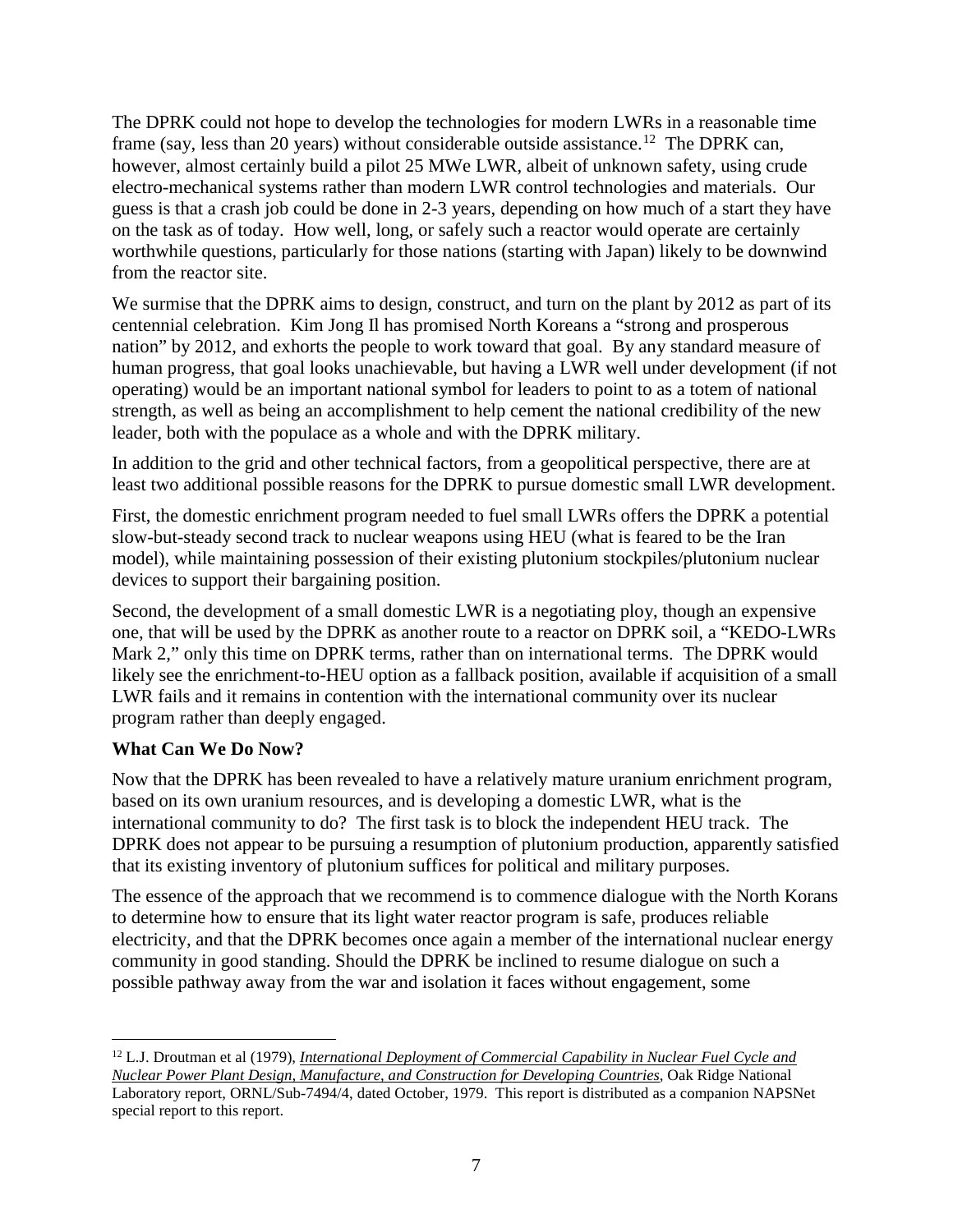The DPRK could not hope to develop the technologies for modern LWRs in a reasonable time frame (say, less than 20 years) without considerable outside assistance.[12] The DPRK can, however, almost certainly build a pilot 25 MWe LWR, albeit of unknown safety, using crude electro-mechanical systems rather than modern LWR control technologies and materials. Our guess is that a crash job could be done in 2-3 years, depending on how much of a start they have on the task as of today. How well, long, or safely such a reactor would operate are certainly worthwhile questions, particularly for those nations (starting with Japan) likely to be downwind from the reactor site.

We surmise that the DPRK aims to design, construct, and turn on the plant by 2012 as part of its centennial celebration. Kim Jong Il has promised North Koreans a "strong and prosperous nation" by 2012, and exhorts the people to work toward that goal. By any standard measure of human progress, that goal looks unachievable, but having a LWR well under development (if not operating) would be an important national symbol for leaders to point to as a totem of national strength, as well as being an accomplishment to help cement the national credibility of the new leader, both with the populace as a whole and with the DPRK military.

In addition to the grid and other technical factors, from a geopolitical perspective, there are at least two additional possible reasons for the DPRK to pursue domestic small LWR development.

First, the domestic enrichment program needed to fuel small LWRs offers the DPRK a potential slow-but-steady second track to nuclear weapons using HEU (what is feared to be the Iran model), while maintaining possession of their existing plutonium stockpiles/plutonium nuclear devices to support their bargaining position.

Second, the development of a small domestic LWR is a negotiating ploy, though an expensive one, that will be used by the DPRK as another route to a reactor on DPRK soil, a "KEDO-LWRs Mark 2," only this time on DPRK terms, rather than on international terms. The DPRK would likely see the enrichment-to-HEU option as a fallback position, available if acquisition of a small LWR fails and it remains in contention with the international community over its nuclear program rather than deeply engaged.

**What Can We Do Now?**

Now that the DPRK has been revealed to have a relatively mature uranium enrichment program, based on its own uranium resources, and is developing a domestic LWR, what is the international community to do? The first task is to block the independent HEU track. The DPRK does not appear to be pursuing a resumption of plutonium production, apparently satisfied that its existing inventory of plutonium suffices for political and military purposes.

The essence of the approach that we recommend is to commence dialogue with the North Korans to determine how to ensure that its light water reactor program is safe, produces reliable electricity, and that the DPRK becomes once again a member of the international nuclear energy community in good standing. Should the DPRK be inclined to resume dialogue on such a possible pathway away from the war and isolation it faces without engagement, some

---

[12] L.J. Droutman et al (1979), *International Deployment of Commercial Capability in Nuclear Fuel Cycle and Nuclear Power Plant Design, Manufacture, and Construction for Developing Countries*, Oak Ridge National Laboratory report, ORNL/Sub-7494/4, dated October, 1979. This report is distributed as a companion NAPSNet special report to this report.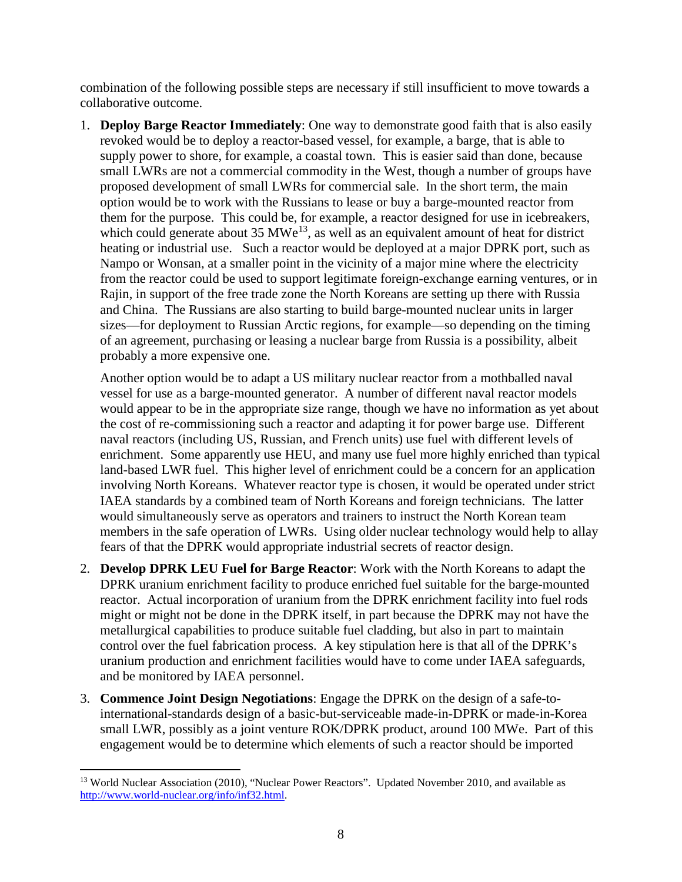combination of the following possible steps are necessary if still insufficient to move towards a collaborative outcome.

1. **Deploy Barge Reactor Immediately**: One way to demonstrate good faith that is also easily revoked would be to deploy a reactor-based vessel, for example, a barge, that is able to supply power to shore, for example, a coastal town. This is easier said than done, because small LWRs are not a commercial commodity in the West, though a number of groups have proposed development of small LWRs for commercial sale. In the short term, the main option would be to work with the Russians to lease or buy a barge-mounted reactor from them for the purpose. This could be, for example, a reactor designed for use in icebreakers, which could generate about 35 MWe[13], as well as an equivalent amount of heat for district heating or industrial use. Such a reactor would be deployed at a major DPRK port, such as Nampo or Wonsan, at a smaller point in the vicinity of a major mine where the electricity from the reactor could be used to support legitimate foreign-exchange earning ventures, or in Rajin, in support of the free trade zone the North Koreans are setting up there with Russia and China. The Russians are also starting to build barge-mounted nuclear units in larger sizes—for deployment to Russian Arctic regions, for example—so depending on the timing of an agreement, purchasing or leasing a nuclear barge from Russia is a possibility, albeit probably a more expensive one.

   Another option would be to adapt a US military nuclear reactor from a mothballed naval vessel for use as a barge-mounted generator. A number of different naval reactor models would appear to be in the appropriate size range, though we have no information as yet about the cost of re-commissioning such a reactor and adapting it for power barge use. Different naval reactors (including US, Russian, and French units) use fuel with different levels of enrichment. Some apparently use HEU, and many use fuel more highly enriched than typical land-based LWR fuel. This higher level of enrichment could be a concern for an application involving North Koreans. Whatever reactor type is chosen, it would be operated under strict IAEA standards by a combined team of North Koreans and foreign technicians. The latter would simultaneously serve as operators and trainers to instruct the North Korean team members in the safe operation of LWRs. Using older nuclear technology would help to allay fears of that the DPRK would appropriate industrial secrets of reactor design.

2. **Develop DPRK LEU Fuel for Barge Reactor**: Work with the North Koreans to adapt the DPRK uranium enrichment facility to produce enriched fuel suitable for the barge-mounted reactor. Actual incorporation of uranium from the DPRK enrichment facility into fuel rods might or might not be done in the DPRK itself, in part because the DPRK may not have the metallurgical capabilities to produce suitable fuel cladding, but also in part to maintain control over the fuel fabrication process. A key stipulation here is that all of the DPRK's uranium production and enrichment facilities would have to come under IAEA safeguards, and be monitored by IAEA personnel.

3. **Commence Joint Design Negotiations**: Engage the DPRK on the design of a safe-to-international-standards design of a basic-but-serviceable made-in-DPRK or made-in-Korea small LWR, possibly as a joint venture ROK/DPRK product, around 100 MWe. Part of this engagement would be to determine which elements of such a reactor should be imported

---

[13] World Nuclear Association (2010), "Nuclear Power Reactors". Updated November 2010, and available as http://www.world-nuclear.org/info/inf32.html.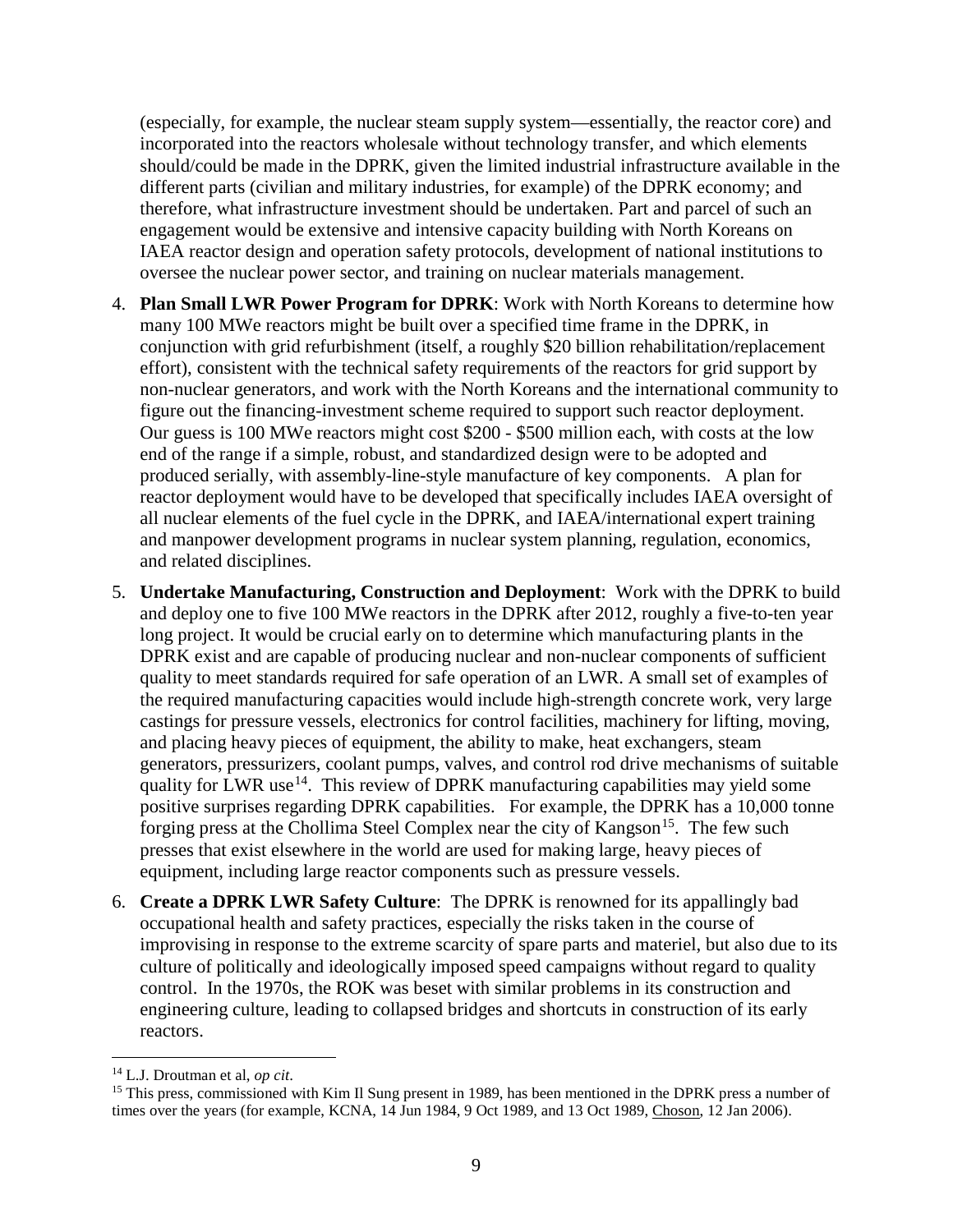(especially, for example, the nuclear steam supply system—essentially, the reactor core) and incorporated into the reactors wholesale without technology transfer, and which elements should/could be made in the DPRK, given the limited industrial infrastructure available in the different parts (civilian and military industries, for example) of the DPRK economy; and therefore, what infrastructure investment should be undertaken. Part and parcel of such an engagement would be extensive and intensive capacity building with North Koreans on IAEA reactor design and operation safety protocols, development of national institutions to oversee the nuclear power sector, and training on nuclear materials management.

4. **Plan Small LWR Power Program for DPRK**: Work with North Koreans to determine how many 100 MWe reactors might be built over a specified time frame in the DPRK, in conjunction with grid refurbishment (itself, a roughly $20 billion rehabilitation/replacement effort), consistent with the technical safety requirements of the reactors for grid support by non-nuclear generators, and work with the North Koreans and the international community to figure out the financing-investment scheme required to support such reactor deployment. Our guess is 100 MWe reactors might cost $200 - $500 million each, with costs at the low end of the range if a simple, robust, and standardized design were to be adopted and produced serially, with assembly-line-style manufacture of key components. A plan for reactor deployment would have to be developed that specifically includes IAEA oversight of all nuclear elements of the fuel cycle in the DPRK, and IAEA/international expert training and manpower development programs in nuclear system planning, regulation, economics, and related disciplines.
5. **Undertake Manufacturing, Construction and Deployment**: Work with the DPRK to build and deploy one to five 100 MWe reactors in the DPRK after 2012, roughly a five-to-ten year long project. It would be crucial early on to determine which manufacturing plants in the DPRK exist and are capable of producing nuclear and non-nuclear components of sufficient quality to meet standards required for safe operation of an LWR. A small set of examples of the required manufacturing capacities would include high-strength concrete work, very large castings for pressure vessels, electronics for control facilities, machinery for lifting, moving, and placing heavy pieces of equipment, the ability to make, heat exchangers, steam generators, pressurizers, coolant pumps, valves, and control rod drive mechanisms of suitable quality for LWR use[14]. This review of DPRK manufacturing capabilities may yield some positive surprises regarding DPRK capabilities. For example, the DPRK has a 10,000 tonne forging press at the Chollima Steel Complex near the city of Kangson[15]. The few such presses that exist elsewhere in the world are used for making large, heavy pieces of equipment, including large reactor components such as pressure vessels.
6. **Create a DPRK LWR Safety Culture**: The DPRK is renowned for its appallingly bad occupational health and safety practices, especially the risks taken in the course of improvising in response to the extreme scarcity of spare parts and materiel, but also due to its culture of politically and ideologically imposed speed campaigns without regard to quality control. In the 1970s, the ROK was beset with similar problems in its construction and engineering culture, leading to collapsed bridges and shortcuts in construction of its early reactors.

---

[14] L.J. Droutman et al, *op cit*.

[15] This press, commissioned with Kim Il Sung present in 1989, has been mentioned in the DPRK press a number of times over the years (for example, KCNA, 14 Jun 1984, 9 Oct 1989, and 13 Oct 1989, Choson, 12 Jan 2006).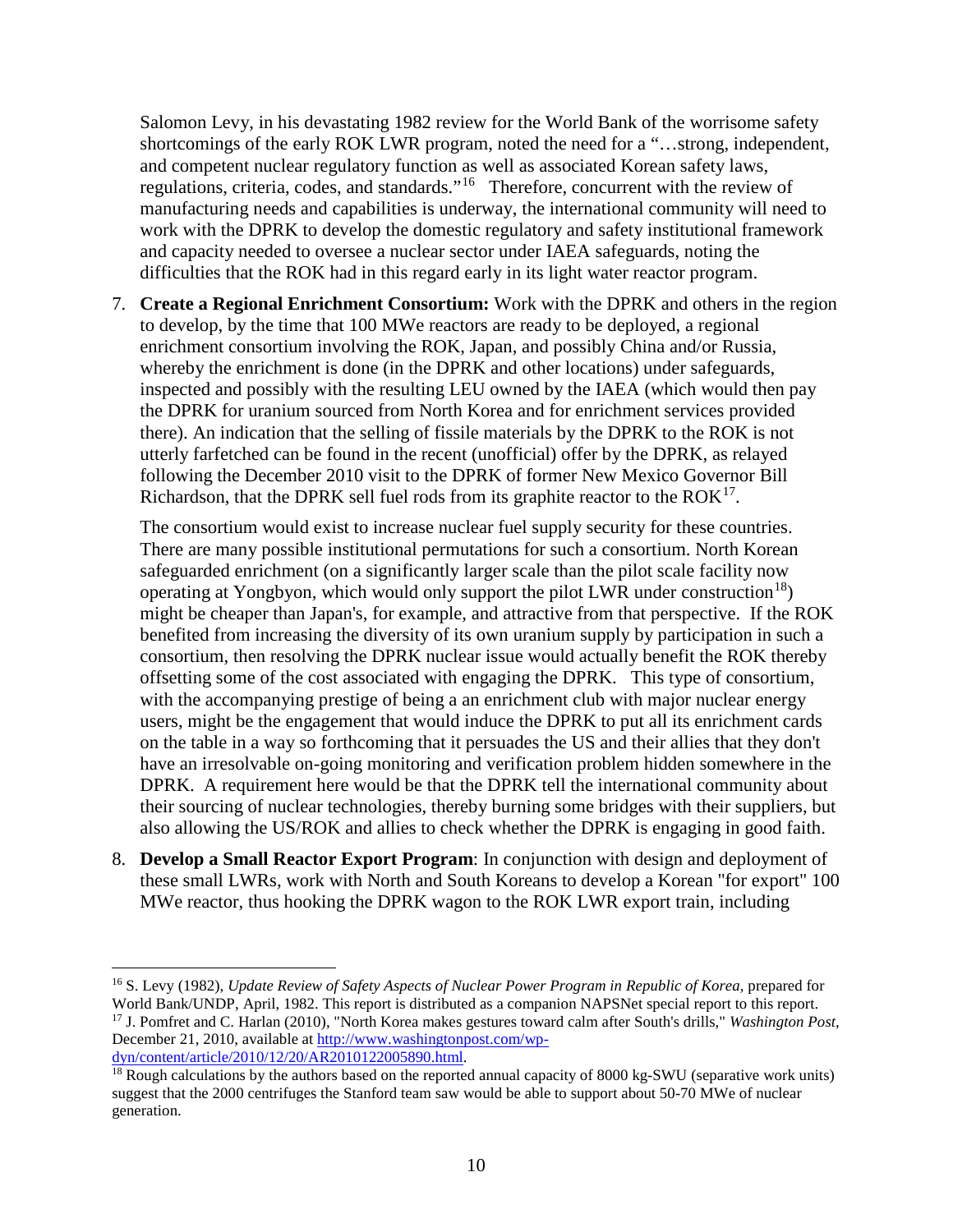Salomon Levy, in his devastating 1982 review for the World Bank of the worrisome safety shortcomings of the early ROK LWR program, noted the need for a "…strong, independent, and competent nuclear regulatory function as well as associated Korean safety laws, regulations, criteria, codes, and standards."[16] Therefore, concurrent with the review of manufacturing needs and capabilities is underway, the international community will need to work with the DPRK to develop the domestic regulatory and safety institutional framework and capacity needed to oversee a nuclear sector under IAEA safeguards, noting the difficulties that the ROK had in this regard early in its light water reactor program.

7. **Create a Regional Enrichment Consortium:** Work with the DPRK and others in the region to develop, by the time that 100 MWe reactors are ready to be deployed, a regional enrichment consortium involving the ROK, Japan, and possibly China and/or Russia, whereby the enrichment is done (in the DPRK and other locations) under safeguards, inspected and possibly with the resulting LEU owned by the IAEA (which would then pay the DPRK for uranium sourced from North Korea and for enrichment services provided there). An indication that the selling of fissile materials by the DPRK to the ROK is not utterly farfetched can be found in the recent (unofficial) offer by the DPRK, as relayed following the December 2010 visit to the DPRK of former New Mexico Governor Bill Richardson, that the DPRK sell fuel rods from its graphite reactor to the ROK[17].

   The consortium would exist to increase nuclear fuel supply security for these countries. There are many possible institutional permutations for such a consortium. North Korean safeguarded enrichment (on a significantly larger scale than the pilot scale facility now operating at Yongbyon, which would only support the pilot LWR under construction[18]) might be cheaper than Japan's, for example, and attractive from that perspective. If the ROK benefited from increasing the diversity of its own uranium supply by participation in such a consortium, then resolving the DPRK nuclear issue would actually benefit the ROK thereby offsetting some of the cost associated with engaging the DPRK. This type of consortium, with the accompanying prestige of being a an enrichment club with major nuclear energy users, might be the engagement that would induce the DPRK to put all its enrichment cards on the table in a way so forthcoming that it persuades the US and their allies that they don't have an irresolvable on-going monitoring and verification problem hidden somewhere in the DPRK. A requirement here would be that the DPRK tell the international community about their sourcing of nuclear technologies, thereby burning some bridges with their suppliers, but also allowing the US/ROK and allies to check whether the DPRK is engaging in good faith.

8. **Develop a Small Reactor Export Program**: In conjunction with design and deployment of these small LWRs, work with North and South Koreans to develop a Korean "for export" 100 MWe reactor, thus hooking the DPRK wagon to the ROK LWR export train, including

---

[16] S. Levy (1982), *Update Review of Safety Aspects of Nuclear Power Program in Republic of Korea*, prepared for World Bank/UNDP, April, 1982. This report is distributed as a companion NAPSNet special report to this report.

[17] J. Pomfret and C. Harlan (2010), "North Korea makes gestures toward calm after South's drills," *Washington Post*, December 21, 2010, available at http://www.washingtonpost.com/wp-dyn/content/article/2010/12/20/AR2010122005890.html.

[18] Rough calculations by the authors based on the reported annual capacity of 8000 kg-SWU (separative work units) suggest that the 2000 centrifuges the Stanford team saw would be able to support about 50-70 MWe of nuclear generation.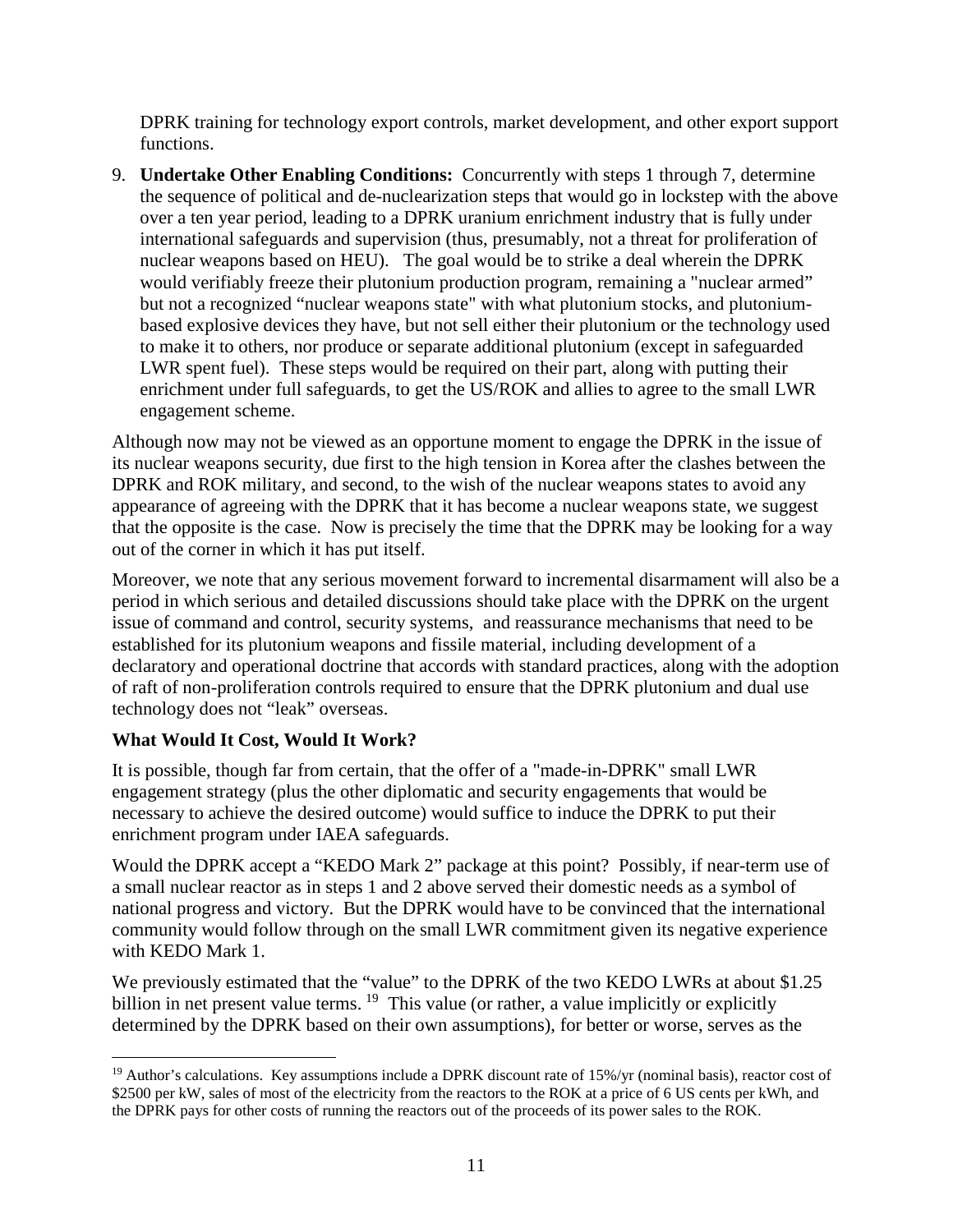DPRK training for technology export controls, market development, and other export support functions.

9. **Undertake Other Enabling Conditions:** Concurrently with steps 1 through 7, determine the sequence of political and de-nuclearization steps that would go in lockstep with the above over a ten year period, leading to a DPRK uranium enrichment industry that is fully under international safeguards and supervision (thus, presumably, not a threat for proliferation of nuclear weapons based on HEU). The goal would be to strike a deal wherein the DPRK would verifiably freeze their plutonium production program, remaining a "nuclear armed" but not a recognized "nuclear weapons state" with what plutonium stocks, and plutonium-based explosive devices they have, but not sell either their plutonium or the technology used to make it to others, nor produce or separate additional plutonium (except in safeguarded LWR spent fuel). These steps would be required on their part, along with putting their enrichment under full safeguards, to get the US/ROK and allies to agree to the small LWR engagement scheme.

Although now may not be viewed as an opportune moment to engage the DPRK in the issue of its nuclear weapons security, due first to the high tension in Korea after the clashes between the DPRK and ROK military, and second, to the wish of the nuclear weapons states to avoid any appearance of agreeing with the DPRK that it has become a nuclear weapons state, we suggest that the opposite is the case. Now is precisely the time that the DPRK may be looking for a way out of the corner in which it has put itself.

Moreover, we note that any serious movement forward to incremental disarmament will also be a period in which serious and detailed discussions should take place with the DPRK on the urgent issue of command and control, security systems, and reassurance mechanisms that need to be established for its plutonium weapons and fissile material, including development of a declaratory and operational doctrine that accords with standard practices, along with the adoption of raft of non-proliferation controls required to ensure that the DPRK plutonium and dual use technology does not "leak" overseas.

**What Would It Cost, Would It Work?**

It is possible, though far from certain, that the offer of a "made-in-DPRK" small LWR engagement strategy (plus the other diplomatic and security engagements that would be necessary to achieve the desired outcome) would suffice to induce the DPRK to put their enrichment program under IAEA safeguards.

Would the DPRK accept a "KEDO Mark 2" package at this point? Possibly, if near-term use of a small nuclear reactor as in steps 1 and 2 above served their domestic needs as a symbol of national progress and victory. But the DPRK would have to be convinced that the international community would follow through on the small LWR commitment given its negative experience with KEDO Mark 1.

We previously estimated that the "value" to the DPRK of the two KEDO LWRs at about $1.25 billion in net present value terms. [19] This value (or rather, a value implicitly or explicitly determined by the DPRK based on their own assumptions), for better or worse, serves as the

[19] Author's calculations. Key assumptions include a DPRK discount rate of 15%/yr (nominal basis), reactor cost of $2500 per kW, sales of most of the electricity from the reactors to the ROK at a price of 6 US cents per kWh, and the DPRK pays for other costs of running the reactors out of the proceeds of its power sales to the ROK.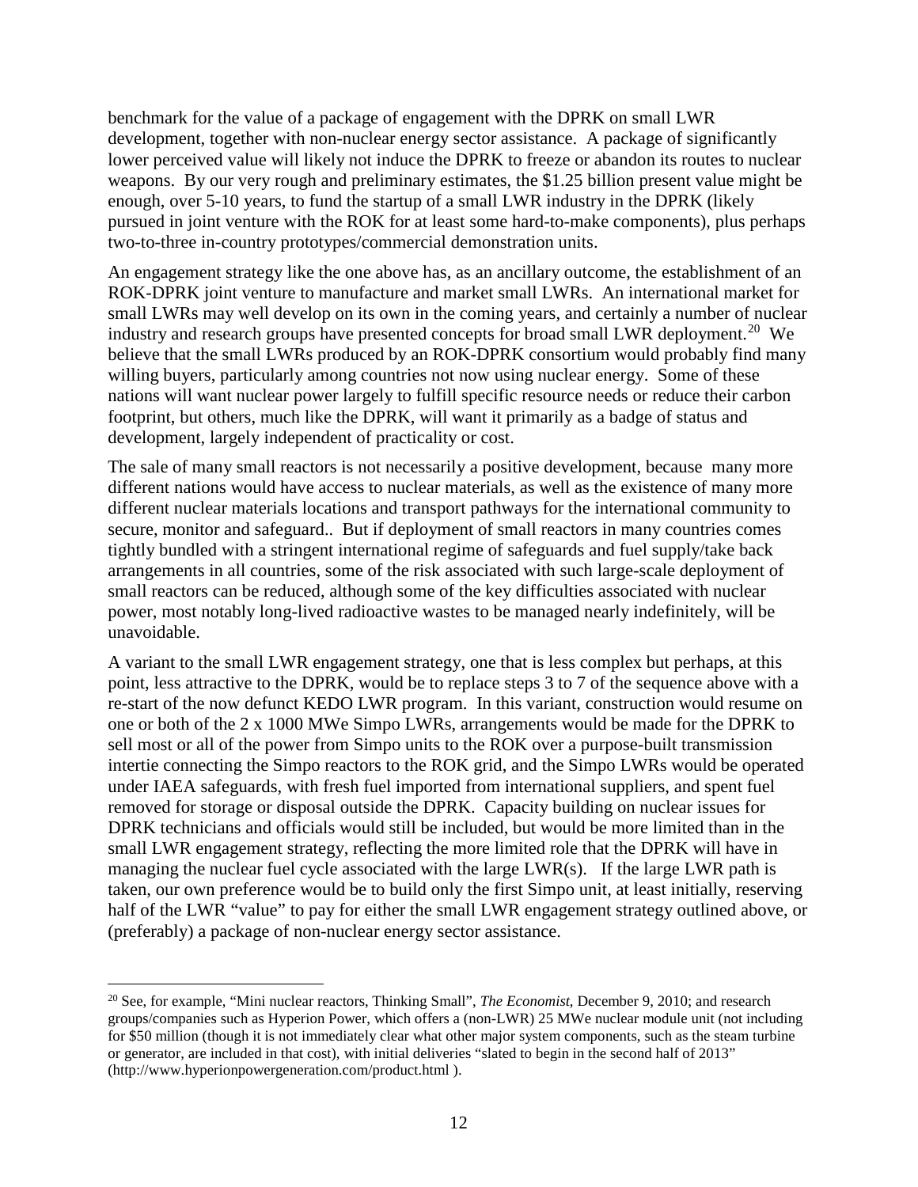benchmark for the value of a package of engagement with the DPRK on small LWR development, together with non-nuclear energy sector assistance. A package of significantly lower perceived value will likely not induce the DPRK to freeze or abandon its routes to nuclear weapons. By our very rough and preliminary estimates, the $1.25 billion present value might be enough, over 5-10 years, to fund the startup of a small LWR industry in the DPRK (likely pursued in joint venture with the ROK for at least some hard-to-make components), plus perhaps two-to-three in-country prototypes/commercial demonstration units.

An engagement strategy like the one above has, as an ancillary outcome, the establishment of an ROK-DPRK joint venture to manufacture and market small LWRs. An international market for small LWRs may well develop on its own in the coming years, and certainly a number of nuclear industry and research groups have presented concepts for broad small LWR deployment.[20] We believe that the small LWRs produced by an ROK-DPRK consortium would probably find many willing buyers, particularly among countries not now using nuclear energy. Some of these nations will want nuclear power largely to fulfill specific resource needs or reduce their carbon footprint, but others, much like the DPRK, will want it primarily as a badge of status and development, largely independent of practicality or cost.

The sale of many small reactors is not necessarily a positive development, because many more different nations would have access to nuclear materials, as well as the existence of many more different nuclear materials locations and transport pathways for the international community to secure, monitor and safeguard.. But if deployment of small reactors in many countries comes tightly bundled with a stringent international regime of safeguards and fuel supply/take back arrangements in all countries, some of the risk associated with such large-scale deployment of small reactors can be reduced, although some of the key difficulties associated with nuclear power, most notably long-lived radioactive wastes to be managed nearly indefinitely, will be unavoidable.

A variant to the small LWR engagement strategy, one that is less complex but perhaps, at this point, less attractive to the DPRK, would be to replace steps 3 to 7 of the sequence above with a re-start of the now defunct KEDO LWR program. In this variant, construction would resume on one or both of the 2 x 1000 MWe Simpo LWRs, arrangements would be made for the DPRK to sell most or all of the power from Simpo units to the ROK over a purpose-built transmission intertie connecting the Simpo reactors to the ROK grid, and the Simpo LWRs would be operated under IAEA safeguards, with fresh fuel imported from international suppliers, and spent fuel removed for storage or disposal outside the DPRK. Capacity building on nuclear issues for DPRK technicians and officials would still be included, but would be more limited than in the small LWR engagement strategy, reflecting the more limited role that the DPRK will have in managing the nuclear fuel cycle associated with the large LWR(s). If the large LWR path is taken, our own preference would be to build only the first Simpo unit, at least initially, reserving half of the LWR "value" to pay for either the small LWR engagement strategy outlined above, or (preferably) a package of non-nuclear energy sector assistance.

---

[20] See, for example, "Mini nuclear reactors, Thinking Small", *The Economist*, December 9, 2010; and research groups/companies such as Hyperion Power, which offers a (non-LWR) 25 MWe nuclear module unit (not including for $50 million (though it is not immediately clear what other major system components, such as the steam turbine or generator, are included in that cost), with initial deliveries "slated to begin in the second half of 2013" (http://www.hyperionpowergeneration.com/product.html ).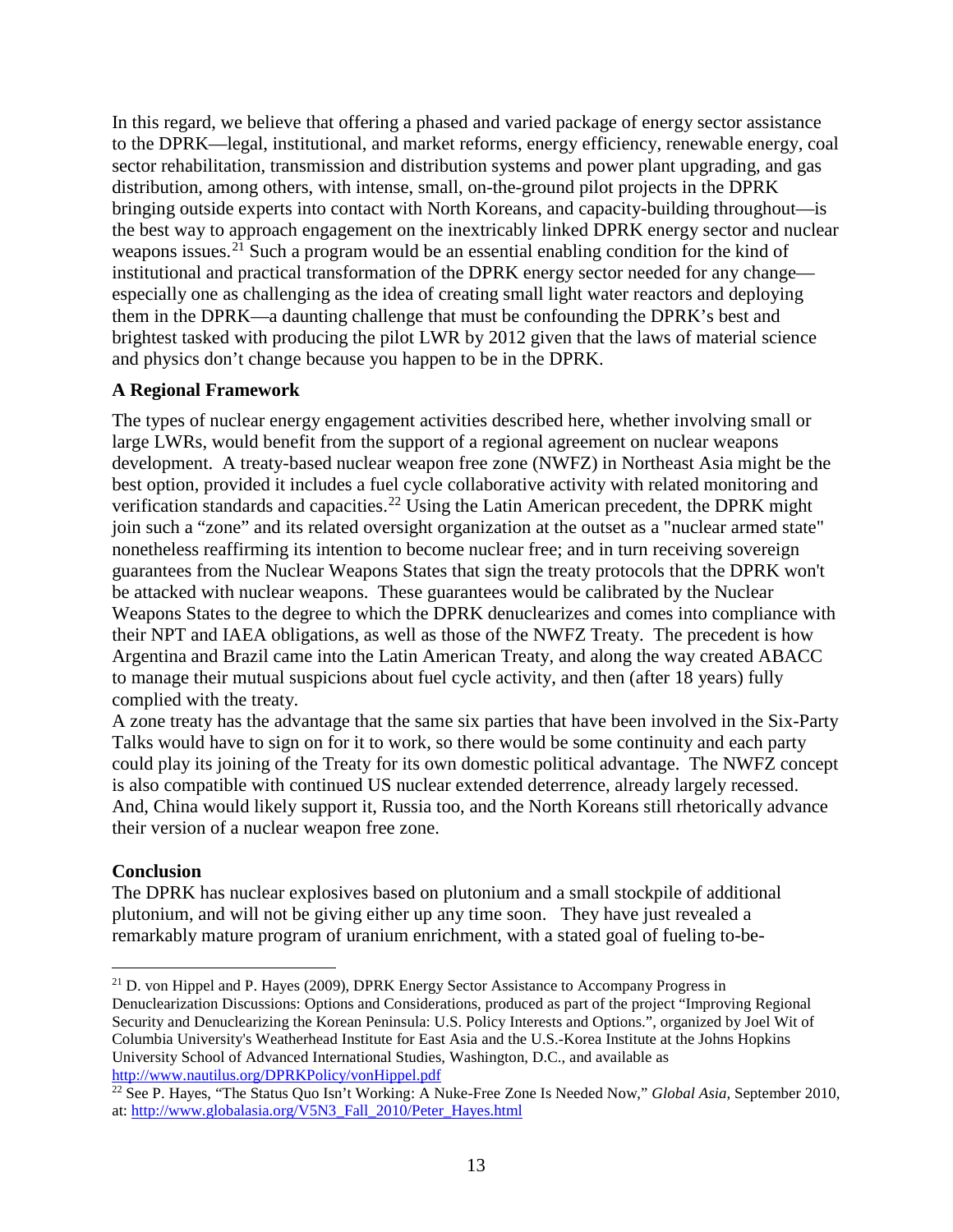In this regard, we believe that offering a phased and varied package of energy sector assistance to the DPRK—legal, institutional, and market reforms, energy efficiency, renewable energy, coal sector rehabilitation, transmission and distribution systems and power plant upgrading, and gas distribution, among others, with intense, small, on-the-ground pilot projects in the DPRK bringing outside experts into contact with North Koreans, and capacity-building throughout—is the best way to approach engagement on the inextricably linked DPRK energy sector and nuclear weapons issues.[21] Such a program would be an essential enabling condition for the kind of institutional and practical transformation of the DPRK energy sector needed for any change—especially one as challenging as the idea of creating small light water reactors and deploying them in the DPRK—a daunting challenge that must be confounding the DPRK's best and brightest tasked with producing the pilot LWR by 2012 given that the laws of material science and physics don't change because you happen to be in the DPRK.

### A Regional Framework

The types of nuclear energy engagement activities described here, whether involving small or large LWRs, would benefit from the support of a regional agreement on nuclear weapons development. A treaty-based nuclear weapon free zone (NWFZ) in Northeast Asia might be the best option, provided it includes a fuel cycle collaborative activity with related monitoring and verification standards and capacities.[22] Using the Latin American precedent, the DPRK might join such a "zone" and its related oversight organization at the outset as a "nuclear armed state" nonetheless reaffirming its intention to become nuclear free; and in turn receiving sovereign guarantees from the Nuclear Weapons States that sign the treaty protocols that the DPRK won't be attacked with nuclear weapons. These guarantees would be calibrated by the Nuclear Weapons States to the degree to which the DPRK denuclearizes and comes into compliance with their NPT and IAEA obligations, as well as those of the NWFZ Treaty. The precedent is how Argentina and Brazil came into the Latin American Treaty, and along the way created ABACC to manage their mutual suspicions about fuel cycle activity, and then (after 18 years) fully complied with the treaty.

A zone treaty has the advantage that the same six parties that have been involved in the Six-Party Talks would have to sign on for it to work, so there would be some continuity and each party could play its joining of the Treaty for its own domestic political advantage. The NWFZ concept is also compatible with continued US nuclear extended deterrence, already largely recessed. And, China would likely support it, Russia too, and the North Koreans still rhetorically advance their version of a nuclear weapon free zone.

### Conclusion

The DPRK has nuclear explosives based on plutonium and a small stockpile of additional plutonium, and will not be giving either up any time soon. They have just revealed a remarkably mature program of uranium enrichment, with a stated goal of fueling to-be-

---

[21] D. von Hippel and P. Hayes (2009), DPRK Energy Sector Assistance to Accompany Progress in Denuclearization Discussions: Options and Considerations, produced as part of the project "Improving Regional Security and Denuclearizing the Korean Peninsula: U.S. Policy Interests and Options.", organized by Joel Wit of Columbia University's Weatherhead Institute for East Asia and the U.S.-Korea Institute at the Johns Hopkins University School of Advanced International Studies, Washington, D.C., and available as http://www.nautilus.org/DPRKPolicy/vonHippel.pdf

[22] See P. Hayes, "The Status Quo Isn't Working: A Nuke-Free Zone Is Needed Now," *Global Asia,* September 2010, at: http://www.globalasia.org/V5N3_Fall_2010/Peter_Hayes.html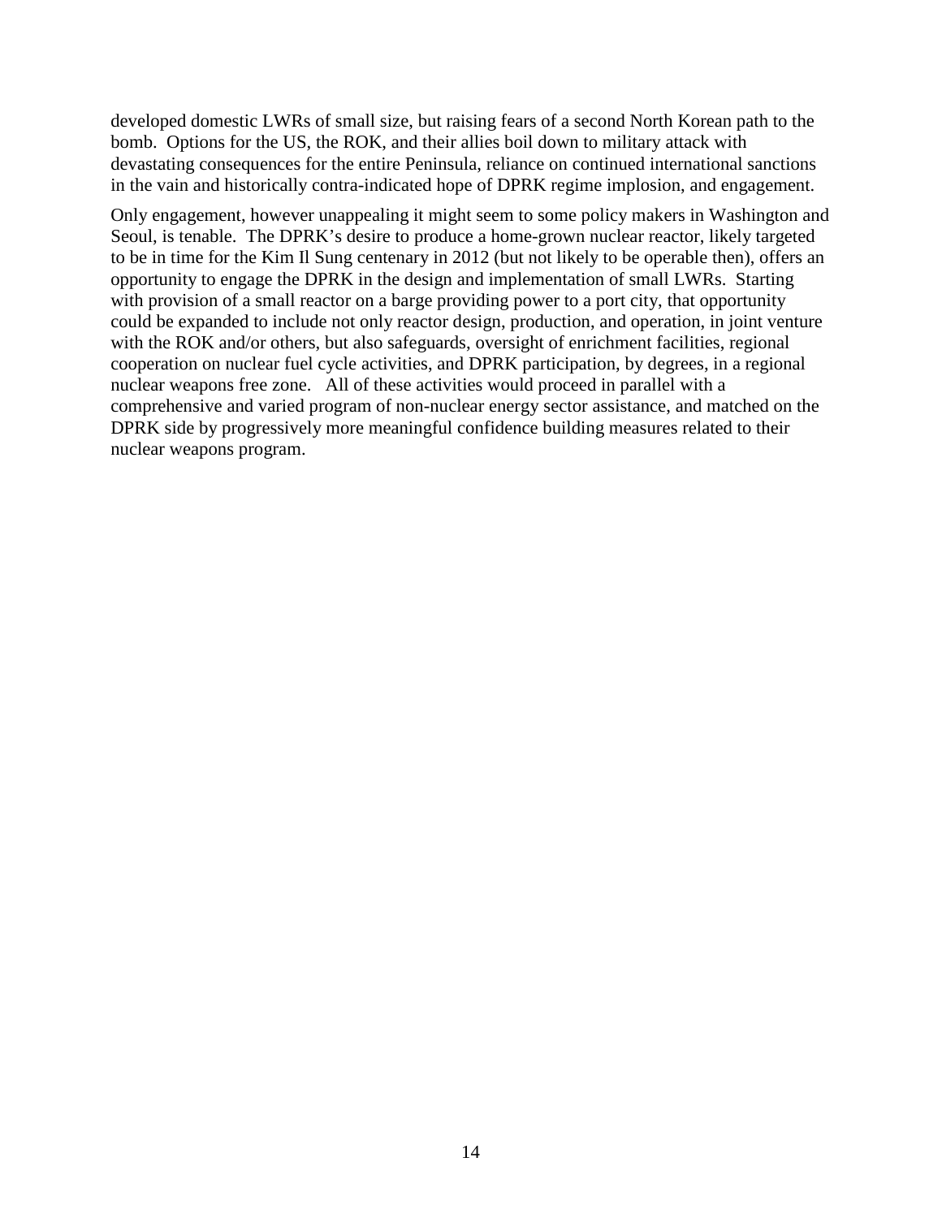developed domestic LWRs of small size, but raising fears of a second North Korean path to the bomb. Options for the US, the ROK, and their allies boil down to military attack with devastating consequences for the entire Peninsula, reliance on continued international sanctions in the vain and historically contra-indicated hope of DPRK regime implosion, and engagement.

Only engagement, however unappealing it might seem to some policy makers in Washington and Seoul, is tenable. The DPRK's desire to produce a home-grown nuclear reactor, likely targeted to be in time for the Kim Il Sung centenary in 2012 (but not likely to be operable then), offers an opportunity to engage the DPRK in the design and implementation of small LWRs. Starting with provision of a small reactor on a barge providing power to a port city, that opportunity could be expanded to include not only reactor design, production, and operation, in joint venture with the ROK and/or others, but also safeguards, oversight of enrichment facilities, regional cooperation on nuclear fuel cycle activities, and DPRK participation, by degrees, in a regional nuclear weapons free zone. All of these activities would proceed in parallel with a comprehensive and varied program of non-nuclear energy sector assistance, and matched on the DPRK side by progressively more meaningful confidence building measures related to their nuclear weapons program.